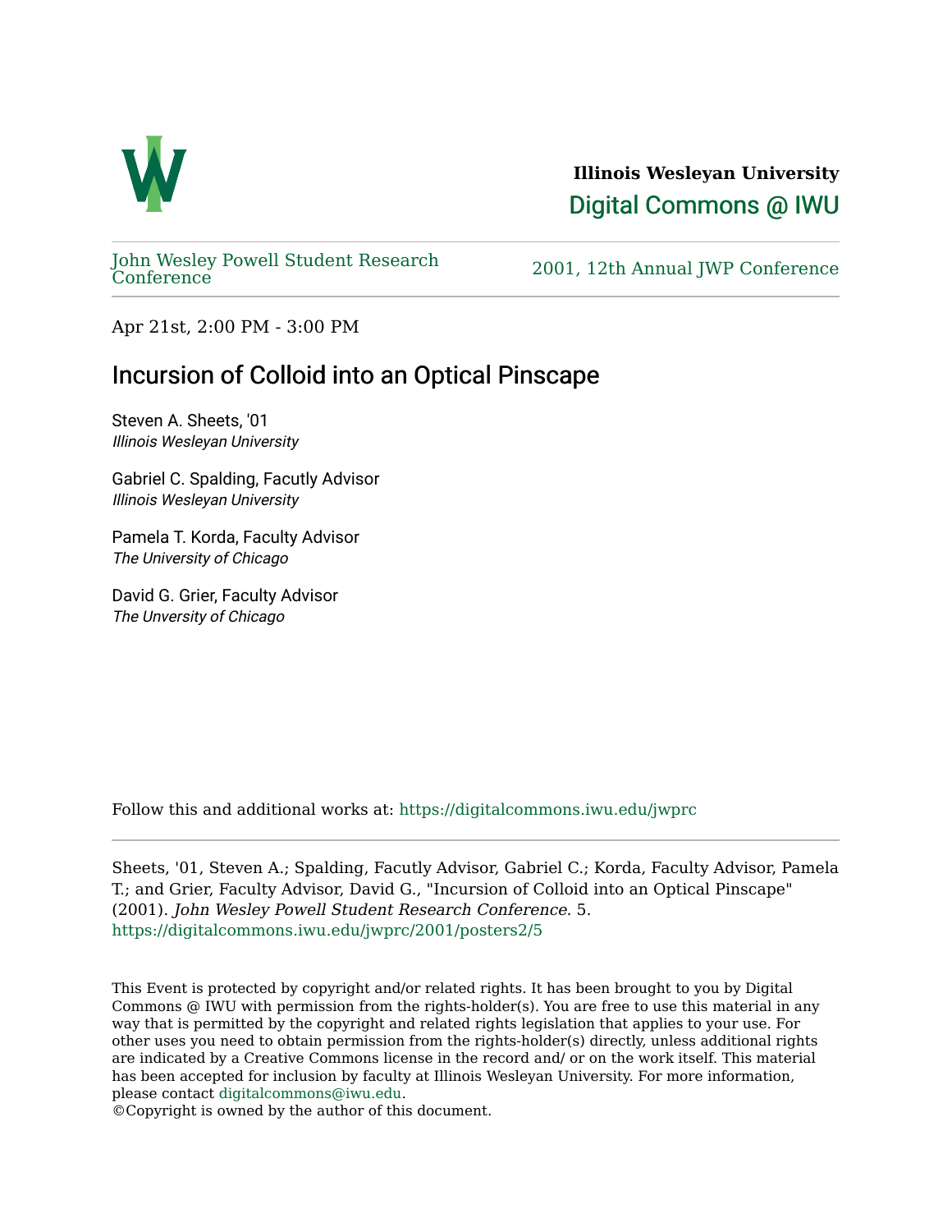**Illinois Wesleyan University**

Digital Commons @ IWU

John Wesley Powell Student Research Conference

2001, 12th Annual JWP Conference

Apr 21st, 2:00 PM - 3:00 PM

# Incursion of Colloid into an Optical Pinscape

Steven A. Sheets, '01
*Illinois Wesleyan University*

Gabriel C. Spalding, Facutly Advisor
*Illinois Wesleyan University*

Pamela T. Korda, Faculty Advisor
*The University of Chicago*

David G. Grier, Faculty Advisor
*The Unversity of Chicago*

Follow this and additional works at: https://digitalcommons.iwu.edu/jwprc

Sheets, '01, Steven A.; Spalding, Facutly Advisor, Gabriel C.; Korda, Faculty Advisor, Pamela T.; and Grier, Faculty Advisor, David G., "Incursion of Colloid into an Optical Pinscape" (2001). *John Wesley Powell Student Research Conference*. 5.
https://digitalcommons.iwu.edu/jwprc/2001/posters2/5

This Event is protected by copyright and/or related rights. It has been brought to you by Digital Commons @ IWU with permission from the rights-holder(s). You are free to use this material in any way that is permitted by the copyright and related rights legislation that applies to your use. For other uses you need to obtain permission from the rights-holder(s) directly, unless additional rights are indicated by a Creative Commons license in the record and/ or on the work itself. This material has been accepted for inclusion by faculty at Illinois Wesleyan University. For more information, please contact digitalcommons@iwu.edu.
©Copyright is owned by the author of this document.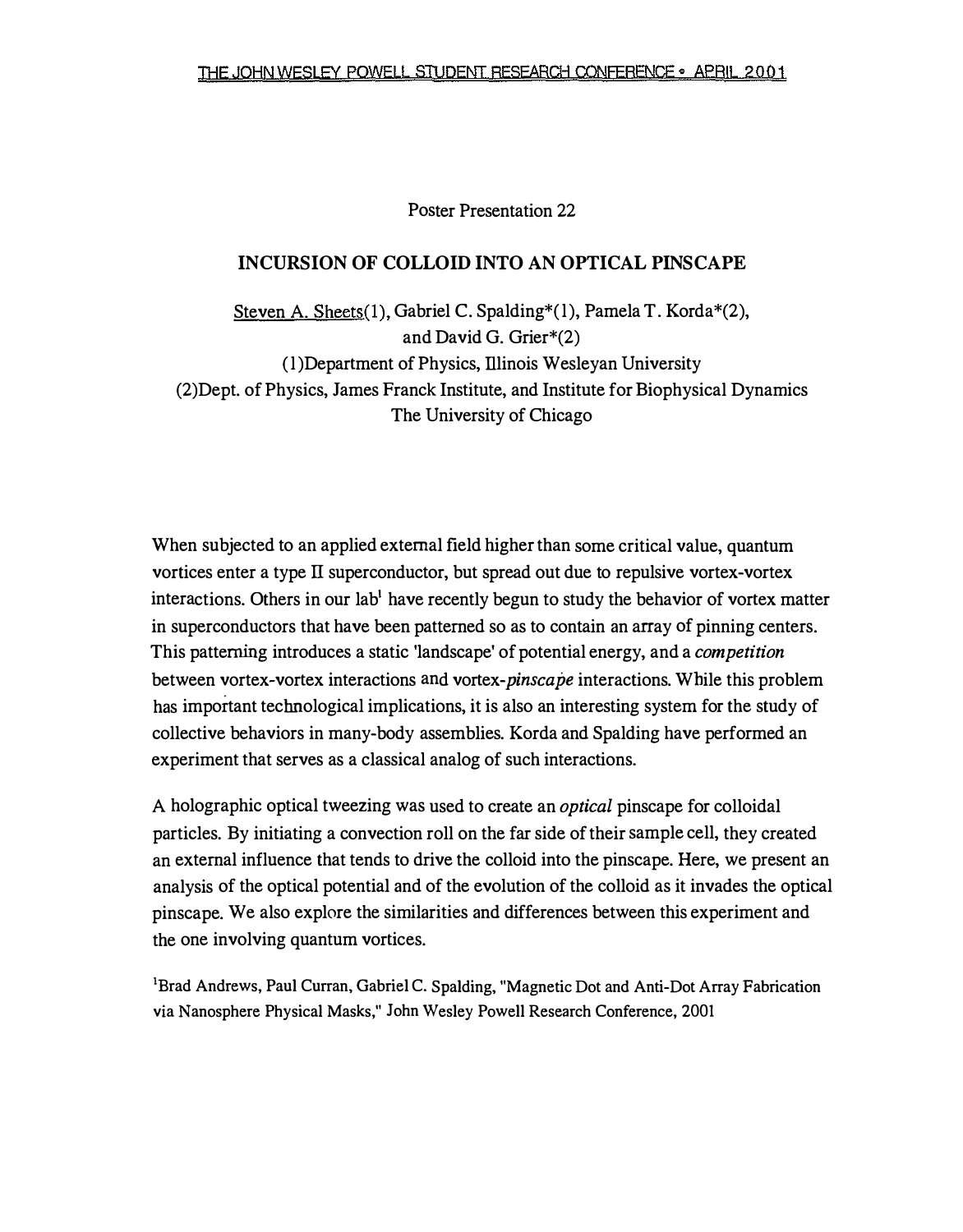Poster Presentation 22

## INCURSION OF COLLOID INTO AN OPTICAL PINSCAPE

Steven A. Sheets(1), Gabriel C. Spalding*(1), Pamela T. Korda*(2), and David G. Grier*(2)

(1)Department of Physics, Illinois Wesleyan University

(2)Dept. of Physics, James Franck Institute, and Institute for Biophysical Dynamics The University of Chicago

When subjected to an applied external field higher than some critical value, quantum vortices enter a type II superconductor, but spread out due to repulsive vortex-vortex interactions. Others in our lab[1] have recently begun to study the behavior of vortex matter in superconductors that have been patterned so as to contain an array of pinning centers. This patterning introduces a static 'landscape' of potential energy, and a *competition* between vortex-vortex interactions and vortex-*pinscape* interactions. While this problem has important technological implications, it is also an interesting system for the study of collective behaviors in many-body assemblies. Korda and Spalding have performed an experiment that serves as a classical analog of such interactions.

A holographic optical tweezing was used to create an *optical* pinscape for colloidal particles. By initiating a convection roll on the far side of their sample cell, they created an external influence that tends to drive the colloid into the pinscape. Here, we present an analysis of the optical potential and of the evolution of the colloid as it invades the optical pinscape. We also explore the similarities and differences between this experiment and the one involving quantum vortices.

[1]Brad Andrews, Paul Curran, Gabriel C. Spalding, "Magnetic Dot and Anti-Dot Array Fabrication via Nanosphere Physical Masks," John Wesley Powell Research Conference, 2001